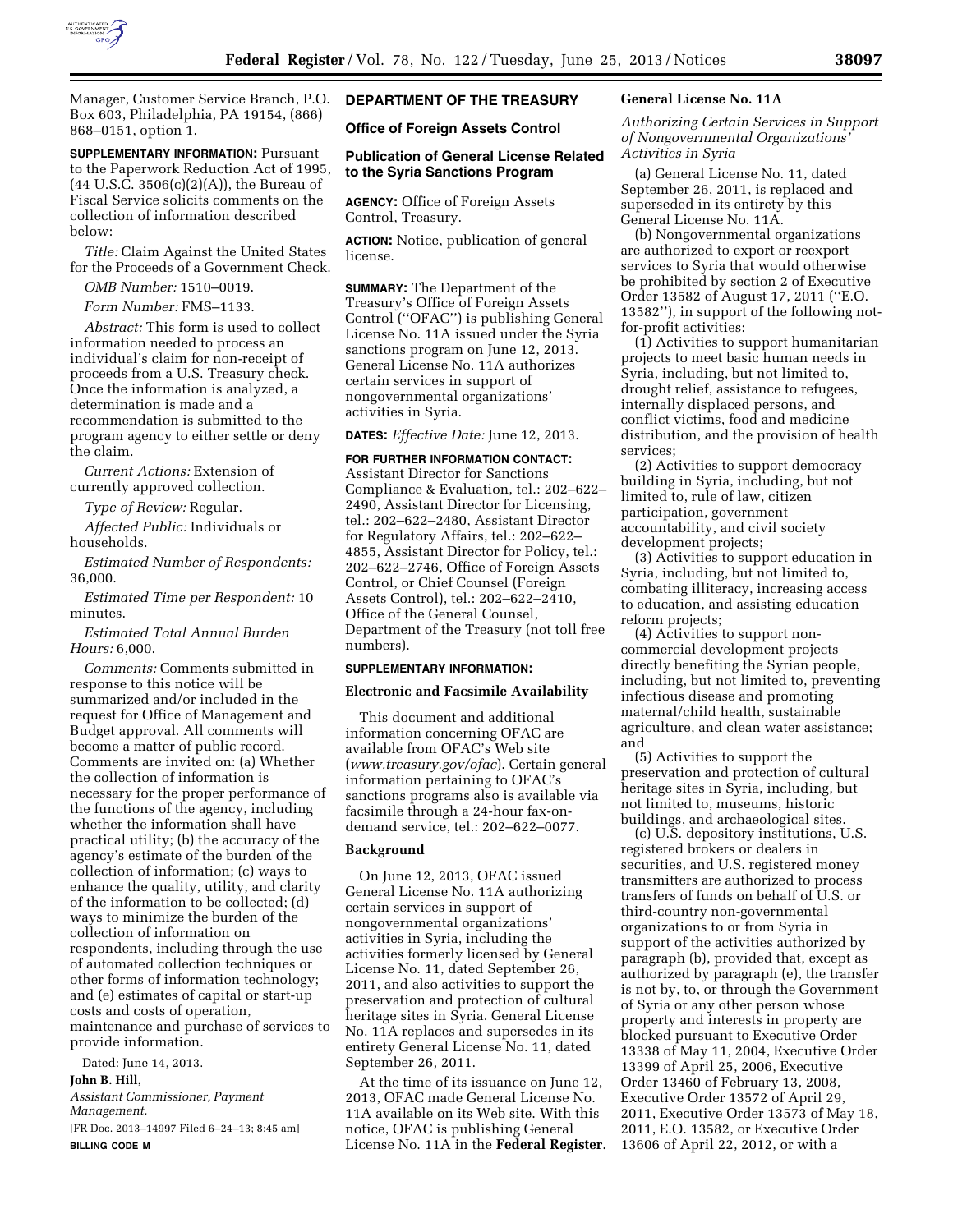Manager, Customer Service Branch, P.O. Box 603, Philadelphia, PA 19154, (866) 868–0151, option 1.

**SUPPLEMENTARY INFORMATION:** Pursuant to the Paperwork Reduction Act of 1995, (44 U.S.C. 3506(c)(2)(A)), the Bureau of Fiscal Service solicits comments on the collection of information described below:

*Title:* Claim Against the United States for the Proceeds of a Government Check.

*OMB Number:* 1510–0019.

*Form Number:* FMS–1133.

*Abstract:* This form is used to collect information needed to process an individual's claim for non-receipt of proceeds from a U.S. Treasury check. Once the information is analyzed, a determination is made and a recommendation is submitted to the program agency to either settle or deny the claim.

*Current Actions:* Extension of currently approved collection.

*Type of Review:* Regular.

*Affected Public:* Individuals or households.

*Estimated Number of Respondents:* 36,000.

*Estimated Time per Respondent:* 10 minutes.

*Estimated Total Annual Burden Hours:* 6,000.

*Comments:* Comments submitted in response to this notice will be summarized and/or included in the request for Office of Management and Budget approval. All comments will become a matter of public record. Comments are invited on: (a) Whether the collection of information is necessary for the proper performance of the functions of the agency, including whether the information shall have practical utility; (b) the accuracy of the agency's estimate of the burden of the collection of information; (c) ways to enhance the quality, utility, and clarity of the information to be collected; (d) ways to minimize the burden of the collection of information on respondents, including through the use of automated collection techniques or other forms of information technology; and (e) estimates of capital or start-up costs and costs of operation, maintenance and purchase of services to provide information.

Dated: June 14, 2013.

**John B. Hill,**

*Assistant Commissioner, Payment Management.*

[FR Doc. 2013–14997 Filed 6–24–13; 8:45 am]

**BILLING CODE M**

## DEPARTMENT OF THE TREASURY

### Office of Foreign Assets Control

### Publication of General License Related to the Syria Sanctions Program

**AGENCY:** Office of Foreign Assets Control, Treasury.

**ACTION:** Notice, publication of general license.

**SUMMARY:** The Department of the Treasury's Office of Foreign Assets Control ("OFAC") is publishing General License No. 11A issued under the Syria sanctions program on June 12, 2013. General License No. 11A authorizes certain services in support of nongovernmental organizations' activities in Syria.

**DATES:** *Effective Date:* June 12, 2013.

**FOR FURTHER INFORMATION CONTACT:** Assistant Director for Sanctions Compliance & Evaluation, tel.: 202–622–2490, Assistant Director for Licensing, tel.: 202–622–2480, Assistant Director for Regulatory Affairs, tel.: 202–622–4855, Assistant Director for Policy, tel.: 202–622–2746, Office of Foreign Assets Control, or Chief Counsel (Foreign Assets Control), tel.: 202–622–2410, Office of the General Counsel, Department of the Treasury (not toll free numbers).

**SUPPLEMENTARY INFORMATION:**

#### Electronic and Facsimile Availability

This document and additional information concerning OFAC are available from OFAC's Web site (*www.treasury.gov/ofac*). Certain general information pertaining to OFAC's sanctions programs also is available via facsimile through a 24-hour fax-on-demand service, tel.: 202–622–0077.

#### Background

On June 12, 2013, OFAC issued General License No. 11A authorizing certain services in support of nongovernmental organizations' activities in Syria, including the activities formerly licensed by General License No. 11, dated September 26, 2011, and also activities to support the preservation and protection of cultural heritage sites in Syria. General License No. 11A replaces and supersedes in its entirety General License No. 11, dated September 26, 2011.

At the time of its issuance on June 12, 2013, OFAC made General License No. 11A available on its Web site. With this notice, OFAC is publishing General License No. 11A in the **Federal Register**.

#### General License No. 11A

*Authorizing Certain Services in Support of Nongovernmental Organizations' Activities in Syria*

(a) General License No. 11, dated September 26, 2011, is replaced and superseded in its entirety by this General License No. 11A.

(b) Nongovernmental organizations are authorized to export or reexport services to Syria that would otherwise be prohibited by section 2 of Executive Order 13582 of August 17, 2011 ("E.O. 13582"), in support of the following not-for-profit activities:

(1) Activities to support humanitarian projects to meet basic human needs in Syria, including, but not limited to, drought relief, assistance to refugees, internally displaced persons, and conflict victims, food and medicine distribution, and the provision of health services;

(2) Activities to support democracy building in Syria, including, but not limited to, rule of law, citizen participation, government accountability, and civil society development projects;

(3) Activities to support education in Syria, including, but not limited to, combating illiteracy, increasing access to education, and assisting education reform projects;

(4) Activities to support non-commercial development projects directly benefiting the Syrian people, including, but not limited to, preventing infectious disease and promoting maternal/child health, sustainable agriculture, and clean water assistance; and

(5) Activities to support the preservation and protection of cultural heritage sites in Syria, including, but not limited to, museums, historic buildings, and archaeological sites.

(c) U.S. depository institutions, U.S. registered brokers or dealers in securities, and U.S. registered money transmitters are authorized to process transfers of funds on behalf of U.S. or third-country non-governmental organizations to or from Syria in support of the activities authorized by paragraph (b), provided that, except as authorized by paragraph (e), the transfer is not by, to, or through the Government of Syria or any other person whose property and interests in property are blocked pursuant to Executive Order 13338 of May 11, 2004, Executive Order 13399 of April 25, 2006, Executive Order 13460 of February 13, 2008, Executive Order 13572 of April 29, 2011, Executive Order 13573 of May 18, 2011, E.O. 13582, or Executive Order 13606 of April 22, 2012, or with a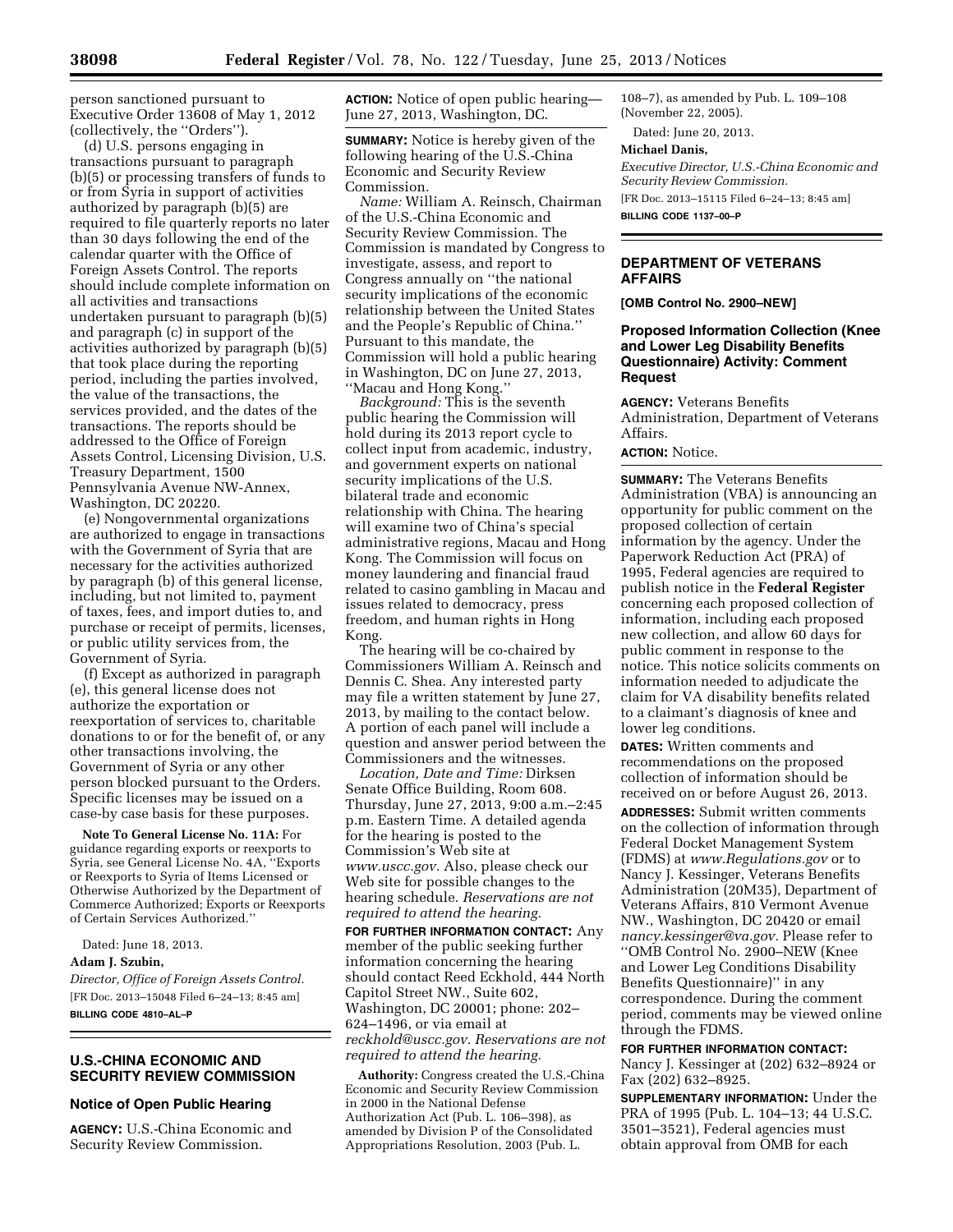person sanctioned pursuant to Executive Order 13608 of May 1, 2012 (collectively, the ''Orders'').

(d) U.S. persons engaging in transactions pursuant to paragraph (b)(5) or processing transfers of funds to or from Syria in support of activities authorized by paragraph (b)(5) are required to file quarterly reports no later than 30 days following the end of the calendar quarter with the Office of Foreign Assets Control. The reports should include complete information on all activities and transactions undertaken pursuant to paragraph (b)(5) and paragraph (c) in support of the activities authorized by paragraph (b)(5) that took place during the reporting period, including the parties involved, the value of the transactions, the services provided, and the dates of the transactions. The reports should be addressed to the Office of Foreign Assets Control, Licensing Division, U.S. Treasury Department, 1500 Pennsylvania Avenue NW-Annex, Washington, DC 20220.

(e) Nongovernmental organizations are authorized to engage in transactions with the Government of Syria that are necessary for the activities authorized by paragraph (b) of this general license, including, but not limited to, payment of taxes, fees, and import duties to, and purchase or receipt of permits, licenses, or public utility services from, the Government of Syria.

(f) Except as authorized in paragraph (e), this general license does not authorize the exportation or reexportation of services to, charitable donations to or for the benefit of, or any other transactions involving, the Government of Syria or any other person blocked pursuant to the Orders. Specific licenses may be issued on a case-by case basis for these purposes.

**Note To General License No. 11A:** For guidance regarding exports or reexports to Syria, see General License No. 4A, ''Exports or Reexports to Syria of Items Licensed or Otherwise Authorized by the Department of Commerce Authorized; Exports or Reexports of Certain Services Authorized.''

Dated: June 18, 2013.

**Adam J. Szubin,**

*Director, Office of Foreign Assets Control.*

[FR Doc. 2013–15048 Filed 6–24–13; 8:45 am]

**BILLING CODE 4810–AL–P**

## U.S.-CHINA ECONOMIC AND SECURITY REVIEW COMMISSION

### Notice of Open Public Hearing

**AGENCY:** U.S.-China Economic and Security Review Commission.

**ACTION:** Notice of open public hearing—June 27, 2013, Washington, DC.

**SUMMARY:** Notice is hereby given of the following hearing of the U.S.-China Economic and Security Review Commission.

*Name:* William A. Reinsch, Chairman of the U.S.-China Economic and Security Review Commission. The Commission is mandated by Congress to investigate, assess, and report to Congress annually on ''the national security implications of the economic relationship between the United States and the People's Republic of China.'' Pursuant to this mandate, the Commission will hold a public hearing in Washington, DC on June 27, 2013, ''Macau and Hong Kong.''

*Background:* This is the seventh public hearing the Commission will hold during its 2013 report cycle to collect input from academic, industry, and government experts on national security implications of the U.S. bilateral trade and economic relationship with China. The hearing will examine two of China's special administrative regions, Macau and Hong Kong. The Commission will focus on money laundering and financial fraud related to casino gambling in Macau and issues related to democracy, press freedom, and human rights in Hong Kong.

The hearing will be co-chaired by Commissioners William A. Reinsch and Dennis C. Shea. Any interested party may file a written statement by June 27, 2013, by mailing to the contact below. A portion of each panel will include a question and answer period between the Commissioners and the witnesses.

*Location, Date and Time:* Dirksen Senate Office Building, Room 608. Thursday, June 27, 2013, 9:00 a.m.–2:45 p.m. Eastern Time. A detailed agenda for the hearing is posted to the Commission's Web site at *www.uscc.gov.* Also, please check our Web site for possible changes to the hearing schedule. *Reservations are not required to attend the hearing.*

**FOR FURTHER INFORMATION CONTACT:** Any member of the public seeking further information concerning the hearing should contact Reed Eckhold, 444 North Capitol Street NW., Suite 602, Washington, DC 20001; phone: 202–624–1496, or via email at *reckhold@uscc.gov. Reservations are not required to attend the hearing.*

**Authority:** Congress created the U.S.-China Economic and Security Review Commission in 2000 in the National Defense Authorization Act (Pub. L. 106–398), as amended by Division P of the Consolidated Appropriations Resolution, 2003 (Pub. L. 108–7), as amended by Pub. L. 109–108 (November 22, 2005).

Dated: June 20, 2013.

**Michael Danis,**

*Executive Director, U.S.-China Economic and Security Review Commission.*

[FR Doc. 2013–15115 Filed 6–24–13; 8:45 am]

**BILLING CODE 1137–00–P**

## DEPARTMENT OF VETERANS AFFAIRS

**[OMB Control No. 2900–NEW]**

### Proposed Information Collection (Knee and Lower Leg Disability Benefits Questionnaire) Activity: Comment Request

**AGENCY:** Veterans Benefits Administration, Department of Veterans Affairs.

**ACTION:** Notice.

**SUMMARY:** The Veterans Benefits Administration (VBA) is announcing an opportunity for public comment on the proposed collection of certain information by the agency. Under the Paperwork Reduction Act (PRA) of 1995, Federal agencies are required to publish notice in the **Federal Register** concerning each proposed collection of information, including each proposed new collection, and allow 60 days for public comment in response to the notice. This notice solicits comments on information needed to adjudicate the claim for VA disability benefits related to a claimant's diagnosis of knee and lower leg conditions.

**DATES:** Written comments and recommendations on the proposed collection of information should be received on or before August 26, 2013.

**ADDRESSES:** Submit written comments on the collection of information through Federal Docket Management System (FDMS) at *www.Regulations.gov* or to Nancy J. Kessinger, Veterans Benefits Administration (20M35), Department of Veterans Affairs, 810 Vermont Avenue NW., Washington, DC 20420 or email *nancy.kessinger@va.gov.* Please refer to ''OMB Control No. 2900–NEW (Knee and Lower Leg Conditions Disability Benefits Questionnaire)'' in any correspondence. During the comment period, comments may be viewed online through the FDMS.

**FOR FURTHER INFORMATION CONTACT:** Nancy J. Kessinger at (202) 632–8924 or Fax (202) 632–8925.

**SUPPLEMENTARY INFORMATION:** Under the PRA of 1995 (Pub. L. 104–13; 44 U.S.C. 3501–3521), Federal agencies must obtain approval from OMB for each